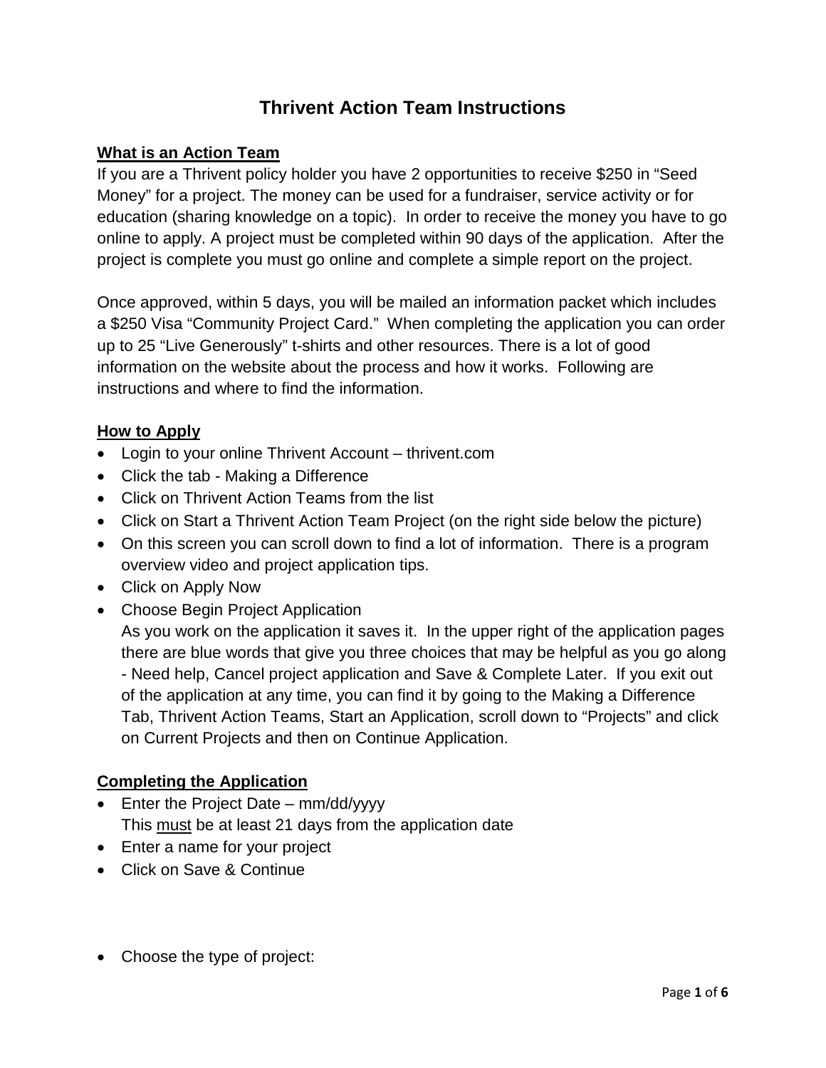# Thrivent Action Team Instructions

**What is an Action Team**

If you are a Thrivent policy holder you have 2 opportunities to receive $250 in "Seed Money" for a project. The money can be used for a fundraiser, service activity or for education (sharing knowledge on a topic). In order to receive the money you have to go online to apply. A project must be completed within 90 days of the application. After the project is complete you must go online and complete a simple report on the project.

Once approved, within 5 days, you will be mailed an information packet which includes a $250 Visa "Community Project Card." When completing the application you can order up to 25 "Live Generously" t-shirts and other resources. There is a lot of good information on the website about the process and how it works. Following are instructions and where to find the information.

**How to Apply**

- Login to your online Thrivent Account – thrivent.com
- Click the tab - Making a Difference
- Click on Thrivent Action Teams from the list
- Click on Start a Thrivent Action Team Project (on the right side below the picture)
- On this screen you can scroll down to find a lot of information. There is a program overview video and project application tips.
- Click on Apply Now
- Choose Begin Project Application
  As you work on the application it saves it. In the upper right of the application pages there are blue words that give you three choices that may be helpful as you go along - Need help, Cancel project application and Save & Complete Later. If you exit out of the application at any time, you can find it by going to the Making a Difference Tab, Thrivent Action Teams, Start an Application, scroll down to "Projects" and click on Current Projects and then on Continue Application.

**Completing the Application**

- Enter the Project Date – mm/dd/yyyy
  This must be at least 21 days from the application date
- Enter a name for your project
- Click on Save & Continue

- Choose the type of project: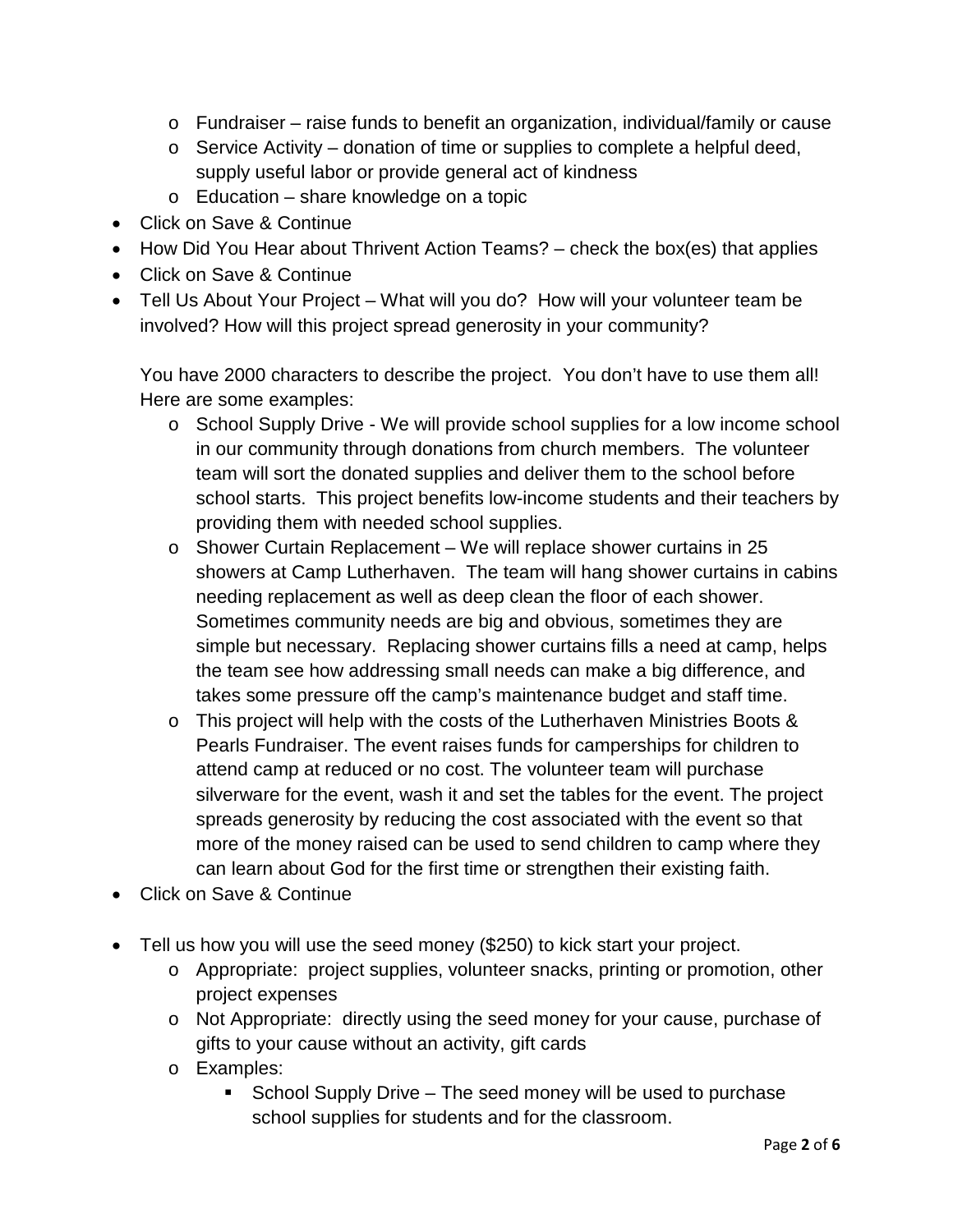- Fundraiser – raise funds to benefit an organization, individual/family or cause
  - Service Activity – donation of time or supplies to complete a helpful deed, supply useful labor or provide general act of kindness
  - Education – share knowledge on a topic
- Click on Save & Continue
- How Did You Hear about Thrivent Action Teams? – check the box(es) that applies
- Click on Save & Continue
- Tell Us About Your Project – What will you do? How will your volunteer team be involved? How will this project spread generosity in your community?

  You have 2000 characters to describe the project. You don't have to use them all! Here are some examples:
  - School Supply Drive - We will provide school supplies for a low income school in our community through donations from church members. The volunteer team will sort the donated supplies and deliver them to the school before school starts. This project benefits low-income students and their teachers by providing them with needed school supplies.
  - Shower Curtain Replacement – We will replace shower curtains in 25 showers at Camp Lutherhaven. The team will hang shower curtains in cabins needing replacement as well as deep clean the floor of each shower. Sometimes community needs are big and obvious, sometimes they are simple but necessary. Replacing shower curtains fills a need at camp, helps the team see how addressing small needs can make a big difference, and takes some pressure off the camp's maintenance budget and staff time.
  - This project will help with the costs of the Lutherhaven Ministries Boots & Pearls Fundraiser. The event raises funds for camperships for children to attend camp at reduced or no cost. The volunteer team will purchase silverware for the event, wash it and set the tables for the event. The project spreads generosity by reducing the cost associated with the event so that more of the money raised can be used to send children to camp where they can learn about God for the first time or strengthen their existing faith.
- Click on Save & Continue

- Tell us how you will use the seed money ($250) to kick start your project.
  - Appropriate: project supplies, volunteer snacks, printing or promotion, other project expenses
  - Not Appropriate: directly using the seed money for your cause, purchase of gifts to your cause without an activity, gift cards
  - Examples:
    - School Supply Drive – The seed money will be used to purchase school supplies for students and for the classroom.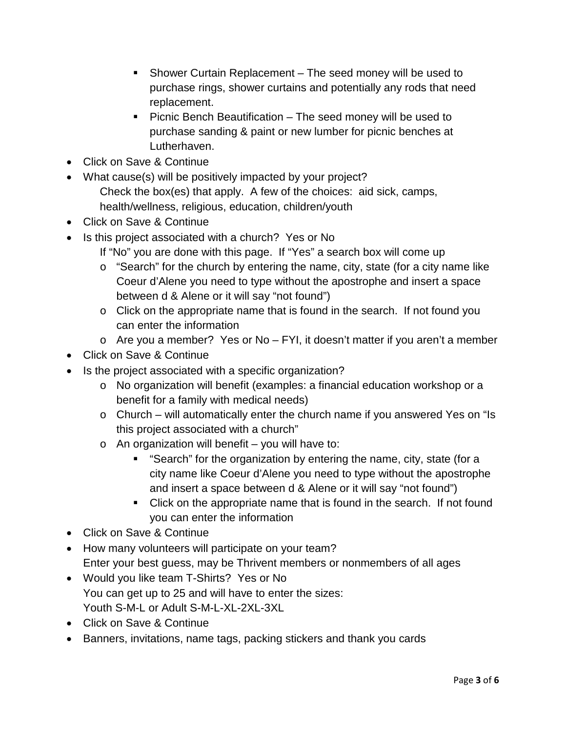- Shower Curtain Replacement – The seed money will be used to purchase rings, shower curtains and potentially any rods that need replacement.
        - Picnic Bench Beautification – The seed money will be used to purchase sanding & paint or new lumber for picnic benches at Lutherhaven.
- Click on Save & Continue
- What cause(s) will be positively impacted by your project?
  Check the box(es) that apply. A few of the choices: aid sick, camps, health/wellness, religious, education, children/youth
- Click on Save & Continue
- Is this project associated with a church? Yes or No
  If "No" you are done with this page. If "Yes" a search box will come up
    - "Search" for the church by entering the name, city, state (for a city name like Coeur d'Alene you need to type without the apostrophe and insert a space between d & Alene or it will say "not found")
    - Click on the appropriate name that is found in the search. If not found you can enter the information
    - Are you a member? Yes or No – FYI, it doesn't matter if you aren't a member
- Click on Save & Continue
- Is the project associated with a specific organization?
    - No organization will benefit (examples: a financial education workshop or a benefit for a family with medical needs)
    - Church – will automatically enter the church name if you answered Yes on "Is this project associated with a church"
    - An organization will benefit – you will have to:
        - "Search" for the organization by entering the name, city, state (for a city name like Coeur d'Alene you need to type without the apostrophe and insert a space between d & Alene or it will say "not found")
        - Click on the appropriate name that is found in the search. If not found you can enter the information
- Click on Save & Continue
- How many volunteers will participate on your team?
  Enter your best guess, may be Thrivent members or nonmembers of all ages
- Would you like team T-Shirts? Yes or No
  You can get up to 25 and will have to enter the sizes:
  Youth S-M-L or Adult S-M-L-XL-2XL-3XL
- Click on Save & Continue
- Banners, invitations, name tags, packing stickers and thank you cards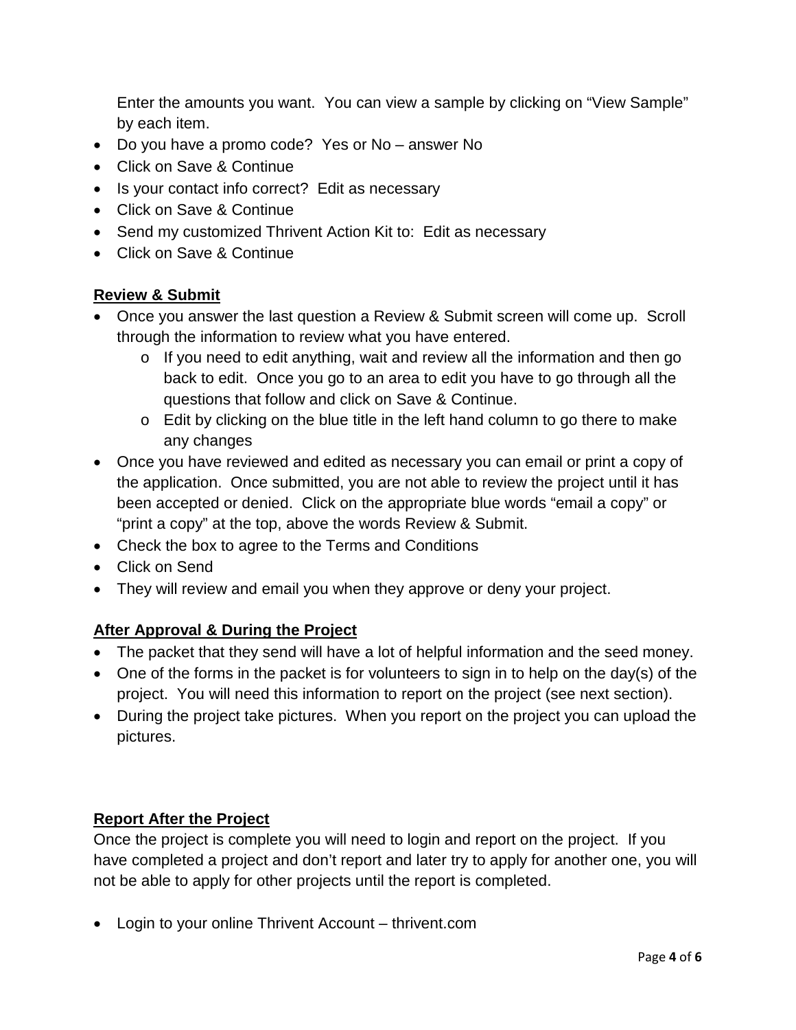Enter the amounts you want. You can view a sample by clicking on "View Sample" by each item.

- Do you have a promo code? Yes or No – answer No
- Click on Save & Continue
- Is your contact info correct? Edit as necessary
- Click on Save & Continue
- Send my customized Thrivent Action Kit to: Edit as necessary
- Click on Save & Continue

**Review & Submit**

- Once you answer the last question a Review & Submit screen will come up. Scroll through the information to review what you have entered.
    - If you need to edit anything, wait and review all the information and then go back to edit. Once you go to an area to edit you have to go through all the questions that follow and click on Save & Continue.
    - Edit by clicking on the blue title in the left hand column to go there to make any changes
- Once you have reviewed and edited as necessary you can email or print a copy of the application. Once submitted, you are not able to review the project until it has been accepted or denied. Click on the appropriate blue words "email a copy" or "print a copy" at the top, above the words Review & Submit.
- Check the box to agree to the Terms and Conditions
- Click on Send
- They will review and email you when they approve or deny your project.

**After Approval & During the Project**

- The packet that they send will have a lot of helpful information and the seed money.
- One of the forms in the packet is for volunteers to sign in to help on the day(s) of the project. You will need this information to report on the project (see next section).
- During the project take pictures. When you report on the project you can upload the pictures.

**Report After the Project**

Once the project is complete you will need to login and report on the project. If you have completed a project and don't report and later try to apply for another one, you will not be able to apply for other projects until the report is completed.

- Login to your online Thrivent Account – thrivent.com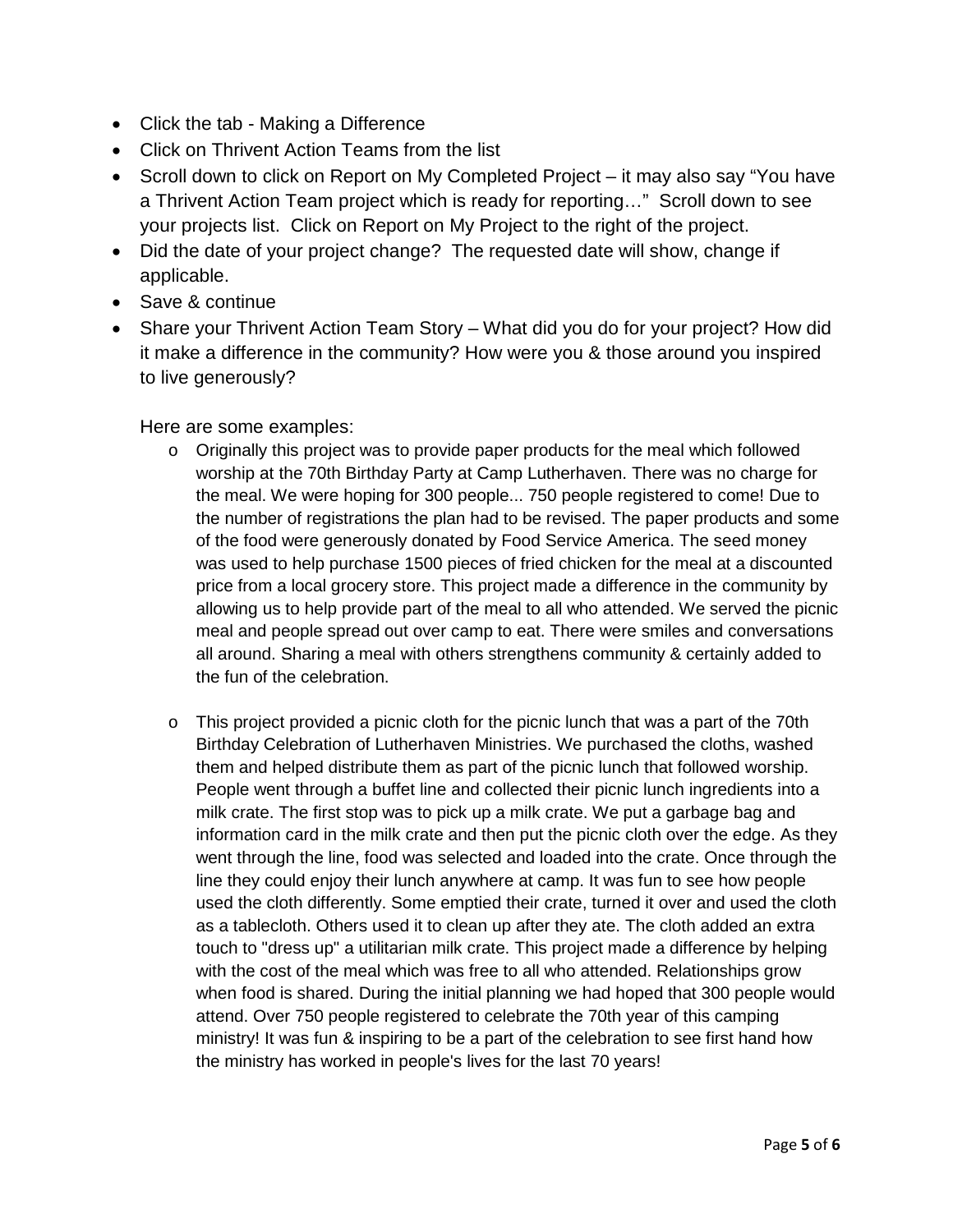- Click the tab - Making a Difference
- Click on Thrivent Action Teams from the list
- Scroll down to click on Report on My Completed Project – it may also say "You have a Thrivent Action Team project which is ready for reporting…" Scroll down to see your projects list. Click on Report on My Project to the right of the project.
- Did the date of your project change? The requested date will show, change if applicable.
- Save & continue
- Share your Thrivent Action Team Story – What did you do for your project? How did it make a difference in the community? How were you & those around you inspired to live generously?

  Here are some examples:

  - Originally this project was to provide paper products for the meal which followed worship at the 70th Birthday Party at Camp Lutherhaven. There was no charge for the meal. We were hoping for 300 people... 750 people registered to come! Due to the number of registrations the plan had to be revised. The paper products and some of the food were generously donated by Food Service America. The seed money was used to help purchase 1500 pieces of fried chicken for the meal at a discounted price from a local grocery store. This project made a difference in the community by allowing us to help provide part of the meal to all who attended. We served the picnic meal and people spread out over camp to eat. There were smiles and conversations all around. Sharing a meal with others strengthens community & certainly added to the fun of the celebration.

  - This project provided a picnic cloth for the picnic lunch that was a part of the 70th Birthday Celebration of Lutherhaven Ministries. We purchased the cloths, washed them and helped distribute them as part of the picnic lunch that followed worship. People went through a buffet line and collected their picnic lunch ingredients into a milk crate. The first stop was to pick up a milk crate. We put a garbage bag and information card in the milk crate and then put the picnic cloth over the edge. As they went through the line, food was selected and loaded into the crate. Once through the line they could enjoy their lunch anywhere at camp. It was fun to see how people used the cloth differently. Some emptied their crate, turned it over and used the cloth as a tablecloth. Others used it to clean up after they ate. The cloth added an extra touch to "dress up" a utilitarian milk crate. This project made a difference by helping with the cost of the meal which was free to all who attended. Relationships grow when food is shared. During the initial planning we had hoped that 300 people would attend. Over 750 people registered to celebrate the 70th year of this camping ministry! It was fun & inspiring to be a part of the celebration to see first hand how the ministry has worked in people's lives for the last 70 years!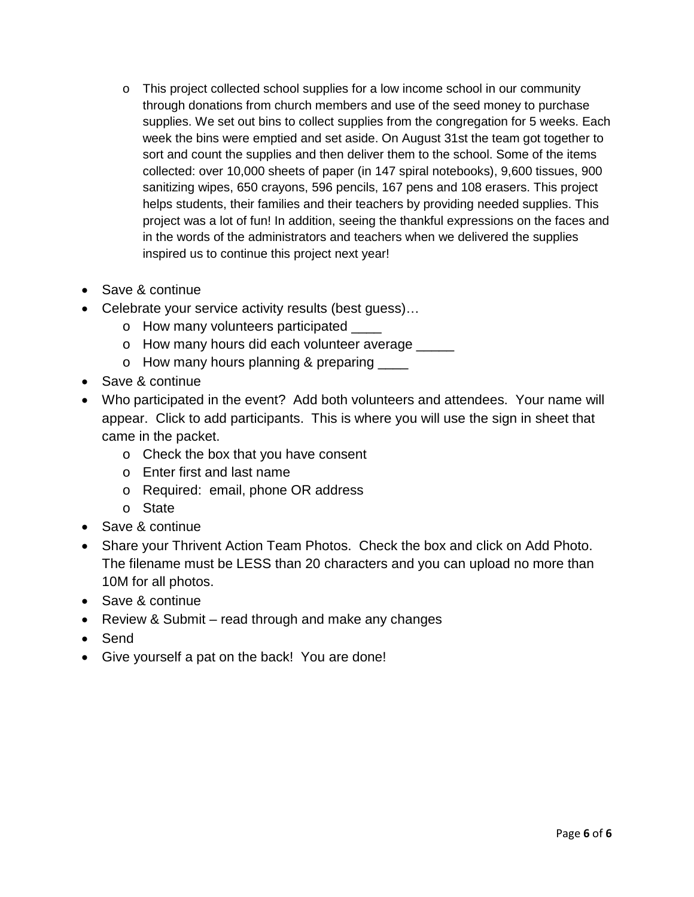- This project collected school supplies for a low income school in our community through donations from church members and use of the seed money to purchase supplies. We set out bins to collect supplies from the congregation for 5 weeks. Each week the bins were emptied and set aside. On August 31st the team got together to sort and count the supplies and then deliver them to the school. Some of the items collected: over 10,000 sheets of paper (in 147 spiral notebooks), 9,600 tissues, 900 sanitizing wipes, 650 crayons, 596 pencils, 167 pens and 108 erasers. This project helps students, their families and their teachers by providing needed supplies. This project was a lot of fun! In addition, seeing the thankful expressions on the faces and in the words of the administrators and teachers when we delivered the supplies inspired us to continue this project next year!

- Save & continue
- Celebrate your service activity results (best guess)…
  - How many volunteers participated ____
  - How many hours did each volunteer average _____
  - How many hours planning & preparing ____
- Save & continue
- Who participated in the event? Add both volunteers and attendees. Your name will appear. Click to add participants. This is where you will use the sign in sheet that came in the packet.
  - Check the box that you have consent
  - Enter first and last name
  - Required: email, phone OR address
  - State
- Save & continue
- Share your Thrivent Action Team Photos. Check the box and click on Add Photo. The filename must be LESS than 20 characters and you can upload no more than 10M for all photos.
- Save & continue
- Review & Submit – read through and make any changes
- Send
- Give yourself a pat on the back! You are done!